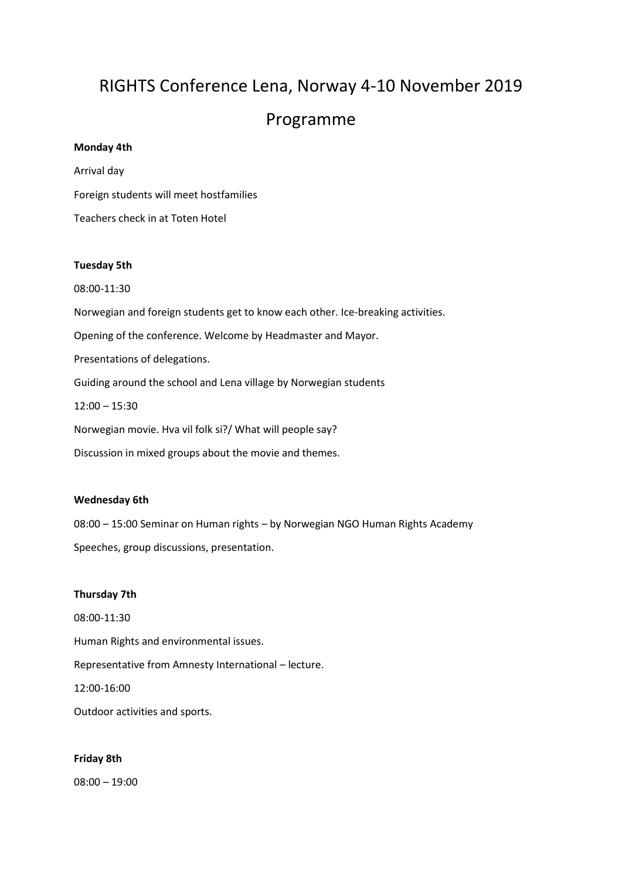# RIGHTS Conference Lena, Norway 4-10 November 2019

## Programme

**Monday 4th**

Arrival day

Foreign students will meet hostfamilies

Teachers check in at Toten Hotel

**Tuesday 5th**

08:00-11:30

Norwegian and foreign students get to know each other. Ice-breaking activities.

Opening of the conference. Welcome by Headmaster and Mayor.

Presentations of delegations.

Guiding around the school and Lena village by Norwegian students

12:00 – 15:30

Norwegian movie. Hva vil folk si?/ What will people say?

Discussion in mixed groups about the movie and themes.

**Wednesday 6th**

08:00 – 15:00 Seminar on Human rights – by Norwegian NGO Human Rights Academy

Speeches, group discussions, presentation.

**Thursday 7th**

08:00-11:30

Human Rights and environmental issues.

Representative from Amnesty International – lecture.

12:00-16:00

Outdoor activities and sports.

**Friday 8th**

08:00 – 19:00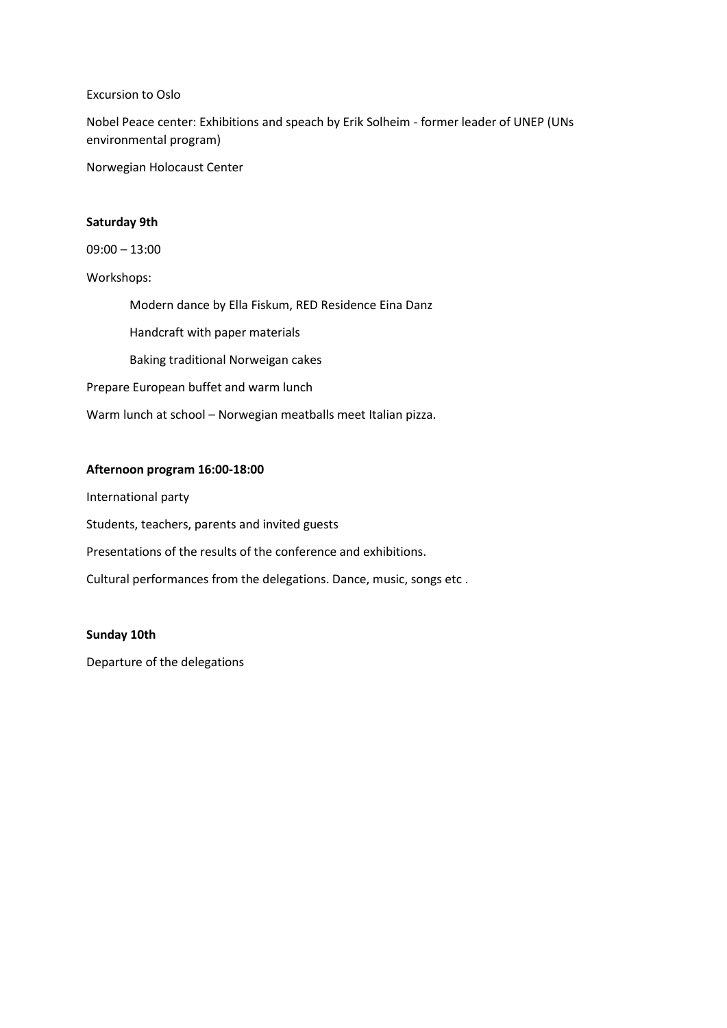Excursion to Oslo

Nobel Peace center: Exhibitions and speach by Erik Solheim - former leader of UNEP (UNs environmental program)

Norwegian Holocaust Center

**Saturday 9th**

09:00 – 13:00

Workshops:

Modern dance by Ella Fiskum, RED Residence Eina Danz

Handcraft with paper materials

Baking traditional Norweigan cakes

Prepare European buffet and warm lunch

Warm lunch at school – Norwegian meatballs meet Italian pizza.

**Afternoon program 16:00-18:00**

International party

Students, teachers, parents and invited guests

Presentations of the results of the conference and exhibitions.

Cultural performances from the delegations. Dance, music, songs etc .

**Sunday 10th**

Departure of the delegations